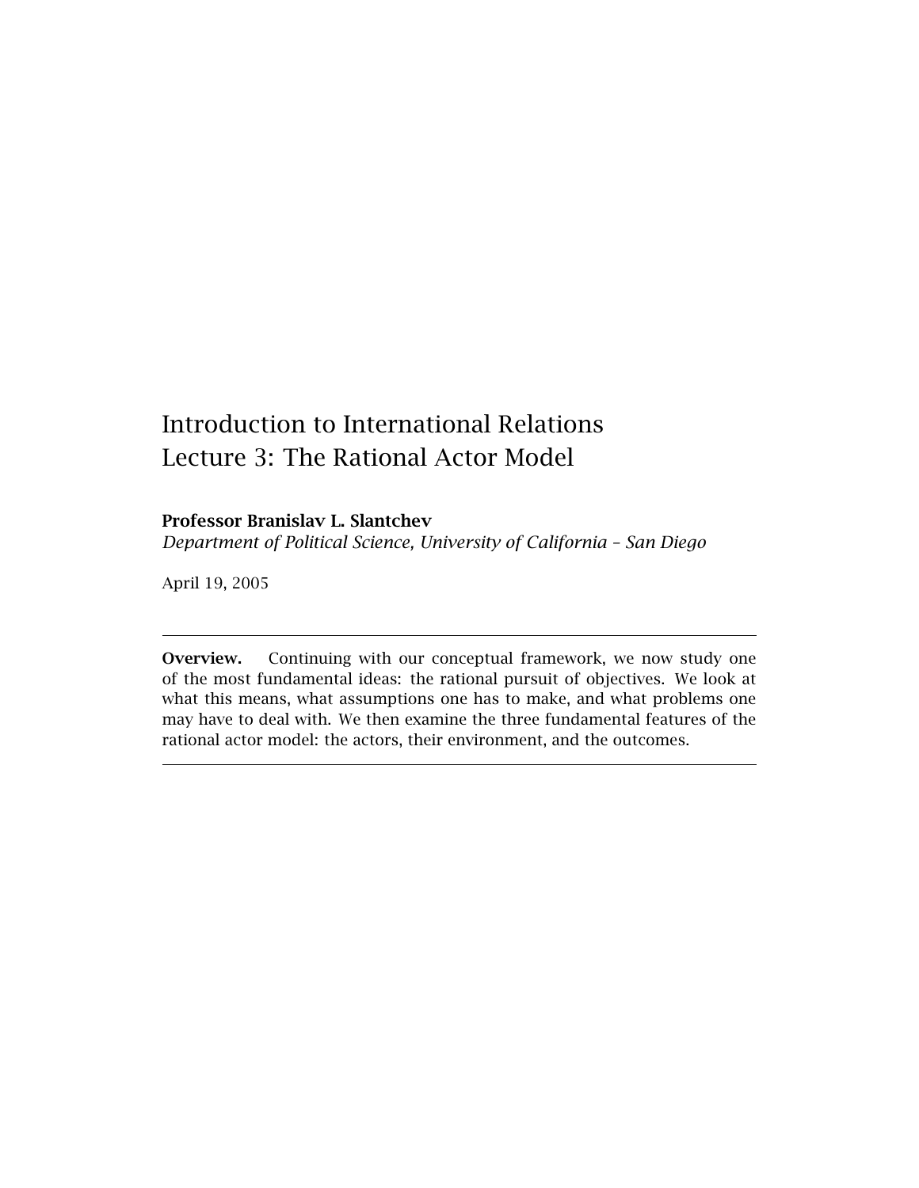# Introduction to International Relations
# Lecture 3: The Rational Actor Model

**Professor Branislav L. Slantchev**
*Department of Political Science, University of California – San Diego*

April 19, 2005

---

**Overview.** Continuing with our conceptual framework, we now study one of the most fundamental ideas: the rational pursuit of objectives. We look at what this means, what assumptions one has to make, and what problems one may have to deal with. We then examine the three fundamental features of the rational actor model: the actors, their environment, and the outcomes.

---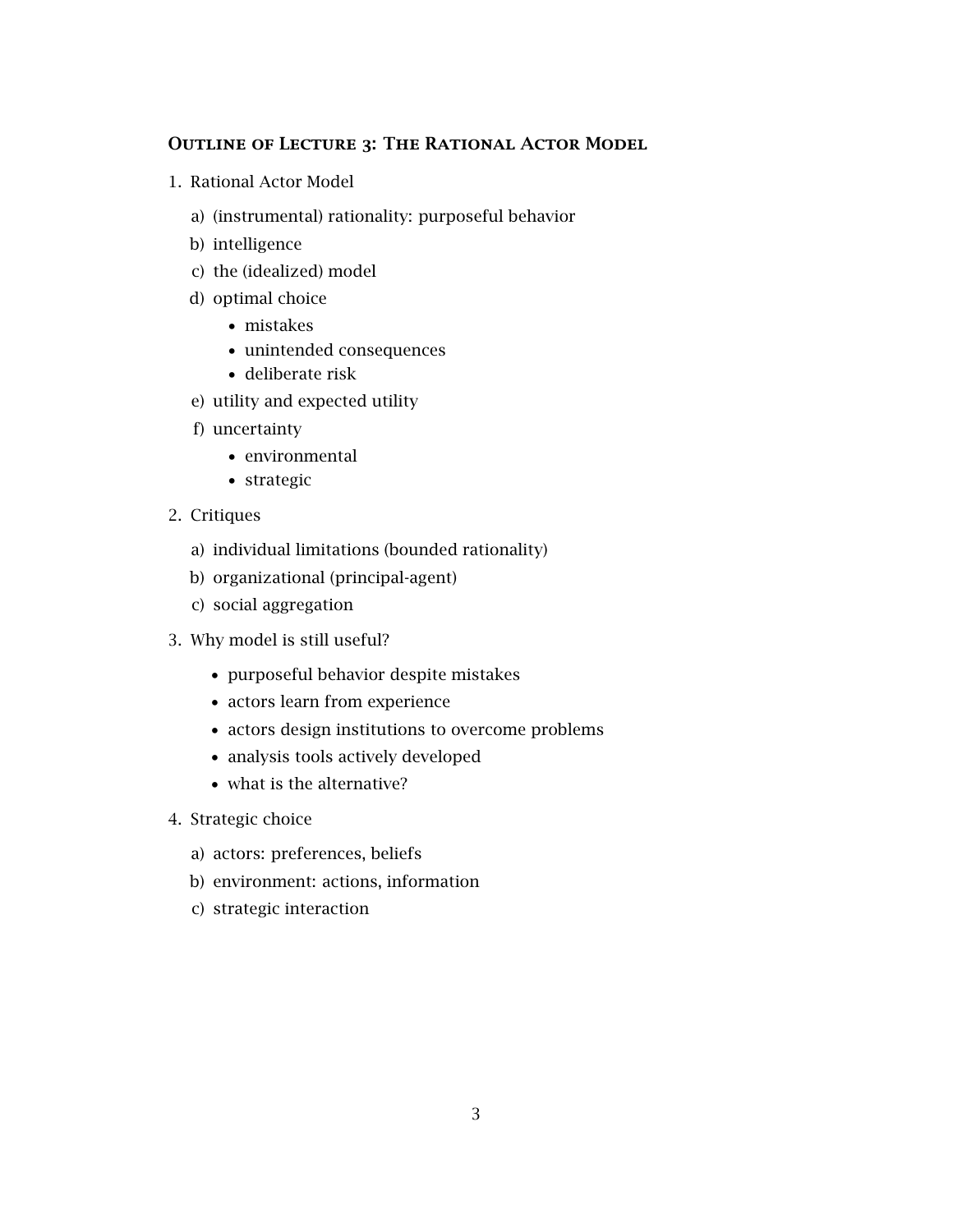## Outline of Lecture 3: The Rational Actor Model

1. Rational Actor Model

   a) (instrumental) rationality: purposeful behavior

   b) intelligence

   c) the (idealized) model

   d) optimal choice

      - mistakes
      - unintended consequences
      - deliberate risk

   e) utility and expected utility

   f) uncertainty

      - environmental
      - strategic

2. Critiques

   a) individual limitations (bounded rationality)

   b) organizational (principal-agent)

   c) social aggregation

3. Why model is still useful?

   - purposeful behavior despite mistakes
   - actors learn from experience
   - actors design institutions to overcome problems
   - analysis tools actively developed
   - what is the alternative?

4. Strategic choice

   a) actors: preferences, beliefs

   b) environment: actions, information

   c) strategic interaction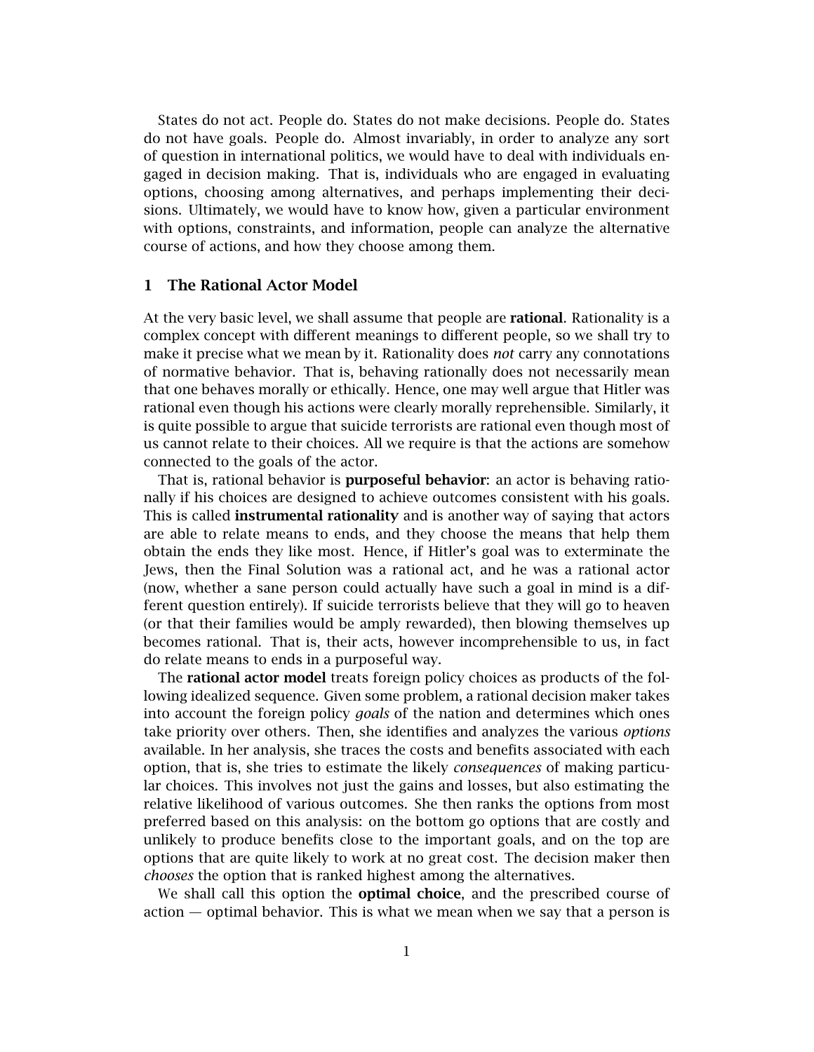States do not act. People do. States do not make decisions. People do. States do not have goals. People do. Almost invariably, in order to analyze any sort of question in international politics, we would have to deal with individuals engaged in decision making. That is, individuals who are engaged in evaluating options, choosing among alternatives, and perhaps implementing their decisions. Ultimately, we would have to know how, given a particular environment with options, constraints, and information, people can analyze the alternative course of actions, and how they choose among them.

## 1 The Rational Actor Model

At the very basic level, we shall assume that people are **rational**. Rationality is a complex concept with different meanings to different people, so we shall try to make it precise what we mean by it. Rationality does *not* carry any connotations of normative behavior. That is, behaving rationally does not necessarily mean that one behaves morally or ethically. Hence, one may well argue that Hitler was rational even though his actions were clearly morally reprehensible. Similarly, it is quite possible to argue that suicide terrorists are rational even though most of us cannot relate to their choices. All we require is that the actions are somehow connected to the goals of the actor.

That is, rational behavior is **purposeful behavior**: an actor is behaving rationally if his choices are designed to achieve outcomes consistent with his goals. This is called **instrumental rationality** and is another way of saying that actors are able to relate means to ends, and they choose the means that help them obtain the ends they like most. Hence, if Hitler's goal was to exterminate the Jews, then the Final Solution was a rational act, and he was a rational actor (now, whether a sane person could actually have such a goal in mind is a different question entirely). If suicide terrorists believe that they will go to heaven (or that their families would be amply rewarded), then blowing themselves up becomes rational. That is, their acts, however incomprehensible to us, in fact do relate means to ends in a purposeful way.

The **rational actor model** treats foreign policy choices as products of the following idealized sequence. Given some problem, a rational decision maker takes into account the foreign policy *goals* of the nation and determines which ones take priority over others. Then, she identifies and analyzes the various *options* available. In her analysis, she traces the costs and benefits associated with each option, that is, she tries to estimate the likely *consequences* of making particular choices. This involves not just the gains and losses, but also estimating the relative likelihood of various outcomes. She then ranks the options from most preferred based on this analysis: on the bottom go options that are costly and unlikely to produce benefits close to the important goals, and on the top are options that are quite likely to work at no great cost. The decision maker then *chooses* the option that is ranked highest among the alternatives.

We shall call this option the **optimal choice**, and the prescribed course of action — optimal behavior. This is what we mean when we say that a person is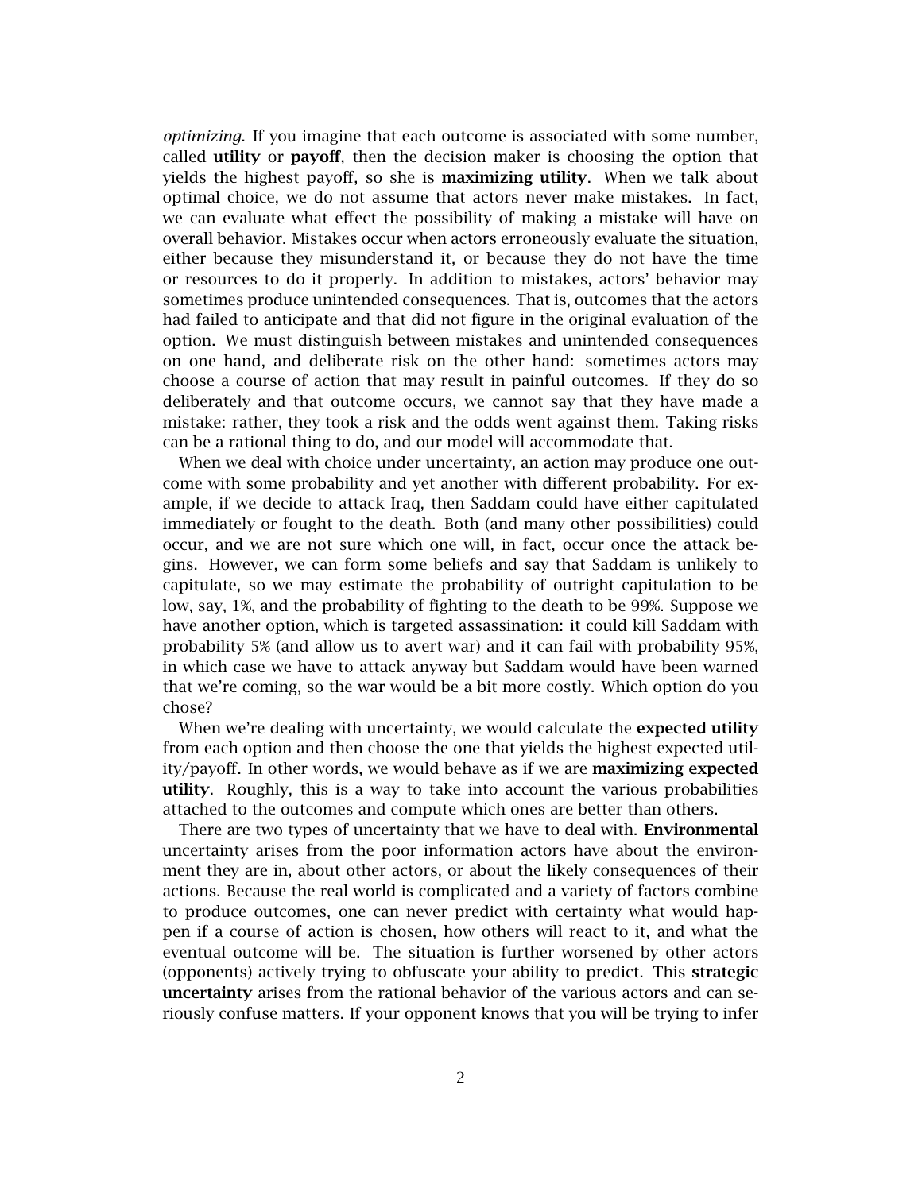*optimizing*. If you imagine that each outcome is associated with some number, called **utility** or **payoff**, then the decision maker is choosing the option that yields the highest payoff, so she is **maximizing utility**. When we talk about optimal choice, we do not assume that actors never make mistakes. In fact, we can evaluate what effect the possibility of making a mistake will have on overall behavior. Mistakes occur when actors erroneously evaluate the situation, either because they misunderstand it, or because they do not have the time or resources to do it properly. In addition to mistakes, actors' behavior may sometimes produce unintended consequences. That is, outcomes that the actors had failed to anticipate and that did not figure in the original evaluation of the option. We must distinguish between mistakes and unintended consequences on one hand, and deliberate risk on the other hand: sometimes actors may choose a course of action that may result in painful outcomes. If they do so deliberately and that outcome occurs, we cannot say that they have made a mistake: rather, they took a risk and the odds went against them. Taking risks can be a rational thing to do, and our model will accommodate that.

When we deal with choice under uncertainty, an action may produce one outcome with some probability and yet another with different probability. For example, if we decide to attack Iraq, then Saddam could have either capitulated immediately or fought to the death. Both (and many other possibilities) could occur, and we are not sure which one will, in fact, occur once the attack begins. However, we can form some beliefs and say that Saddam is unlikely to capitulate, so we may estimate the probability of outright capitulation to be low, say, 1%, and the probability of fighting to the death to be 99%. Suppose we have another option, which is targeted assassination: it could kill Saddam with probability 5% (and allow us to avert war) and it can fail with probability 95%, in which case we have to attack anyway but Saddam would have been warned that we're coming, so the war would be a bit more costly. Which option do you chose?

When we're dealing with uncertainty, we would calculate the **expected utility** from each option and then choose the one that yields the highest expected utility/payoff. In other words, we would behave as if we are **maximizing expected utility**. Roughly, this is a way to take into account the various probabilities attached to the outcomes and compute which ones are better than others.

There are two types of uncertainty that we have to deal with. **Environmental** uncertainty arises from the poor information actors have about the environment they are in, about other actors, or about the likely consequences of their actions. Because the real world is complicated and a variety of factors combine to produce outcomes, one can never predict with certainty what would happen if a course of action is chosen, how others will react to it, and what the eventual outcome will be. The situation is further worsened by other actors (opponents) actively trying to obfuscate your ability to predict. This **strategic uncertainty** arises from the rational behavior of the various actors and can seriously confuse matters. If your opponent knows that you will be trying to infer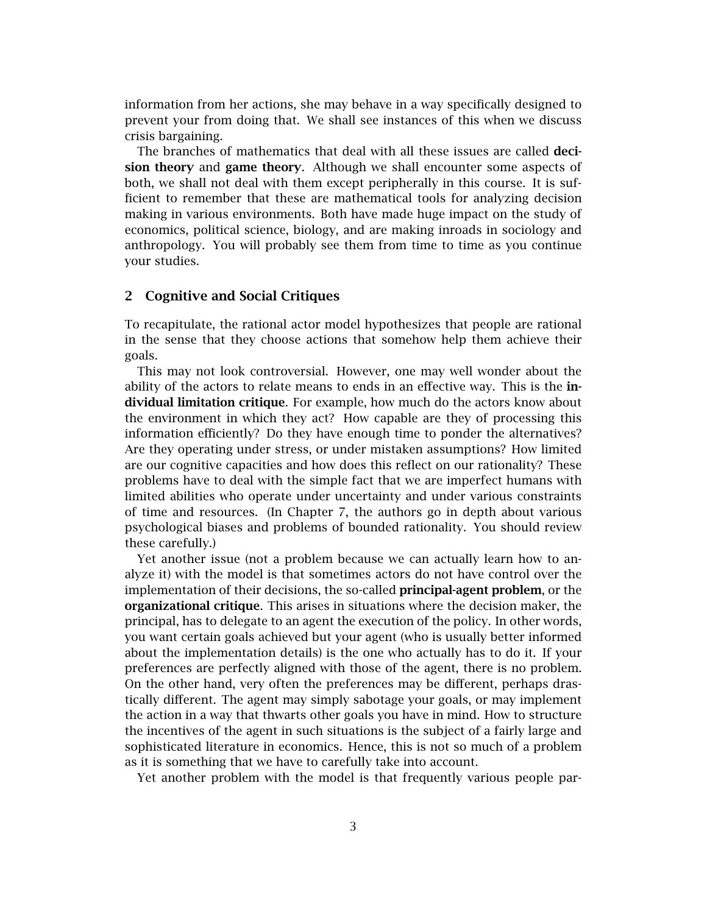information from her actions, she may behave in a way specifically designed to prevent your from doing that. We shall see instances of this when we discuss crisis bargaining.

The branches of mathematics that deal with all these issues are called **decision theory** and **game theory**. Although we shall encounter some aspects of both, we shall not deal with them except peripherally in this course. It is sufficient to remember that these are mathematical tools for analyzing decision making in various environments. Both have made huge impact on the study of economics, political science, biology, and are making inroads in sociology and anthropology. You will probably see them from time to time as you continue your studies.

## 2 Cognitive and Social Critiques

To recapitulate, the rational actor model hypothesizes that people are rational in the sense that they choose actions that somehow help them achieve their goals.

This may not look controversial. However, one may well wonder about the ability of the actors to relate means to ends in an effective way. This is the **individual limitation critique**. For example, how much do the actors know about the environment in which they act? How capable are they of processing this information efficiently? Do they have enough time to ponder the alternatives? Are they operating under stress, or under mistaken assumptions? How limited are our cognitive capacities and how does this reflect on our rationality? These problems have to deal with the simple fact that we are imperfect humans with limited abilities who operate under uncertainty and under various constraints of time and resources. (In Chapter 7, the authors go in depth about various psychological biases and problems of bounded rationality. You should review these carefully.)

Yet another issue (not a problem because we can actually learn how to analyze it) with the model is that sometimes actors do not have control over the implementation of their decisions, the so-called **principal-agent problem**, or the **organizational critique**. This arises in situations where the decision maker, the principal, has to delegate to an agent the execution of the policy. In other words, you want certain goals achieved but your agent (who is usually better informed about the implementation details) is the one who actually has to do it. If your preferences are perfectly aligned with those of the agent, there is no problem. On the other hand, very often the preferences may be different, perhaps drastically different. The agent may simply sabotage your goals, or may implement the action in a way that thwarts other goals you have in mind. How to structure the incentives of the agent in such situations is the subject of a fairly large and sophisticated literature in economics. Hence, this is not so much of a problem as it is something that we have to carefully take into account.

Yet another problem with the model is that frequently various people par-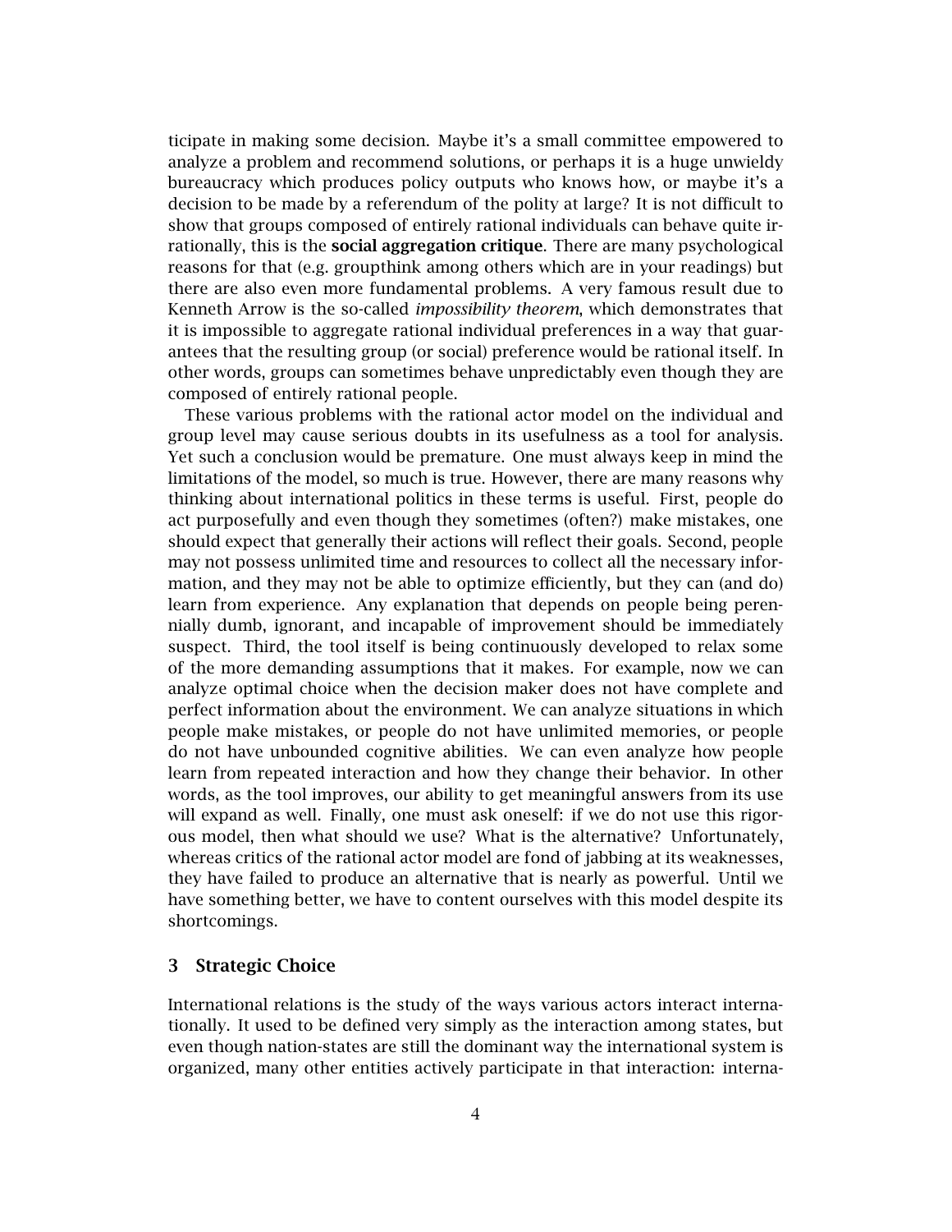ticipate in making some decision. Maybe it's a small committee empowered to analyze a problem and recommend solutions, or perhaps it is a huge unwieldy bureaucracy which produces policy outputs who knows how, or maybe it's a decision to be made by a referendum of the polity at large? It is not difficult to show that groups composed of entirely rational individuals can behave quite irrationally, this is the **social aggregation critique**. There are many psychological reasons for that (e.g. groupthink among others which are in your readings) but there are also even more fundamental problems. A very famous result due to Kenneth Arrow is the so-called *impossibility theorem*, which demonstrates that it is impossible to aggregate rational individual preferences in a way that guarantees that the resulting group (or social) preference would be rational itself. In other words, groups can sometimes behave unpredictably even though they are composed of entirely rational people.

These various problems with the rational actor model on the individual and group level may cause serious doubts in its usefulness as a tool for analysis. Yet such a conclusion would be premature. One must always keep in mind the limitations of the model, so much is true. However, there are many reasons why thinking about international politics in these terms is useful. First, people do act purposefully and even though they sometimes (often?) make mistakes, one should expect that generally their actions will reflect their goals. Second, people may not possess unlimited time and resources to collect all the necessary information, and they may not be able to optimize efficiently, but they can (and do) learn from experience. Any explanation that depends on people being perennially dumb, ignorant, and incapable of improvement should be immediately suspect. Third, the tool itself is being continuously developed to relax some of the more demanding assumptions that it makes. For example, now we can analyze optimal choice when the decision maker does not have complete and perfect information about the environment. We can analyze situations in which people make mistakes, or people do not have unlimited memories, or people do not have unbounded cognitive abilities. We can even analyze how people learn from repeated interaction and how they change their behavior. In other words, as the tool improves, our ability to get meaningful answers from its use will expand as well. Finally, one must ask oneself: if we do not use this rigorous model, then what should we use? What is the alternative? Unfortunately, whereas critics of the rational actor model are fond of jabbing at its weaknesses, they have failed to produce an alternative that is nearly as powerful. Until we have something better, we have to content ourselves with this model despite its shortcomings.

## 3 Strategic Choice

International relations is the study of the ways various actors interact internationally. It used to be defined very simply as the interaction among states, but even though nation-states are still the dominant way the international system is organized, many other entities actively participate in that interaction: interna-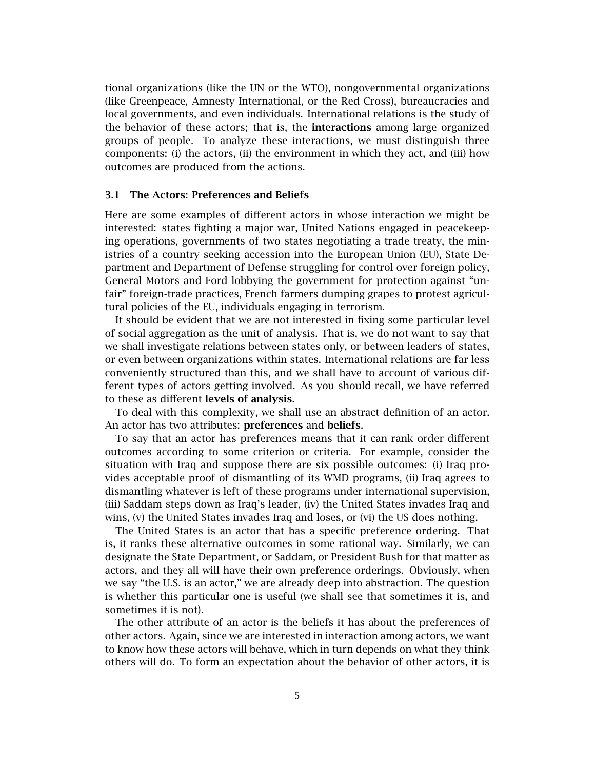tional organizations (like the UN or the WTO), nongovernmental organizations (like Greenpeace, Amnesty International, or the Red Cross), bureaucracies and local governments, and even individuals. International relations is the study of the behavior of these actors; that is, the **interactions** among large organized groups of people. To analyze these interactions, we must distinguish three components: (i) the actors, (ii) the environment in which they act, and (iii) how outcomes are produced from the actions.

### 3.1 The Actors: Preferences and Beliefs

Here are some examples of different actors in whose interaction we might be interested: states fighting a major war, United Nations engaged in peacekeeping operations, governments of two states negotiating a trade treaty, the ministries of a country seeking accession into the European Union (EU), State Department and Department of Defense struggling for control over foreign policy, General Motors and Ford lobbying the government for protection against "unfair" foreign-trade practices, French farmers dumping grapes to protest agricultural policies of the EU, individuals engaging in terrorism.

It should be evident that we are not interested in fixing some particular level of social aggregation as the unit of analysis. That is, we do not want to say that we shall investigate relations between states only, or between leaders of states, or even between organizations within states. International relations are far less conveniently structured than this, and we shall have to account of various different types of actors getting involved. As you should recall, we have referred to these as different **levels of analysis**.

To deal with this complexity, we shall use an abstract definition of an actor. An actor has two attributes: **preferences** and **beliefs**.

To say that an actor has preferences means that it can rank order different outcomes according to some criterion or criteria. For example, consider the situation with Iraq and suppose there are six possible outcomes: (i) Iraq provides acceptable proof of dismantling of its WMD programs, (ii) Iraq agrees to dismantling whatever is left of these programs under international supervision, (iii) Saddam steps down as Iraq's leader, (iv) the United States invades Iraq and wins, (v) the United States invades Iraq and loses, or (vi) the US does nothing.

The United States is an actor that has a specific preference ordering. That is, it ranks these alternative outcomes in some rational way. Similarly, we can designate the State Department, or Saddam, or President Bush for that matter as actors, and they all will have their own preference orderings. Obviously, when we say "the U.S. is an actor," we are already deep into abstraction. The question is whether this particular one is useful (we shall see that sometimes it is, and sometimes it is not).

The other attribute of an actor is the beliefs it has about the preferences of other actors. Again, since we are interested in interaction among actors, we want to know how these actors will behave, which in turn depends on what they think others will do. To form an expectation about the behavior of other actors, it is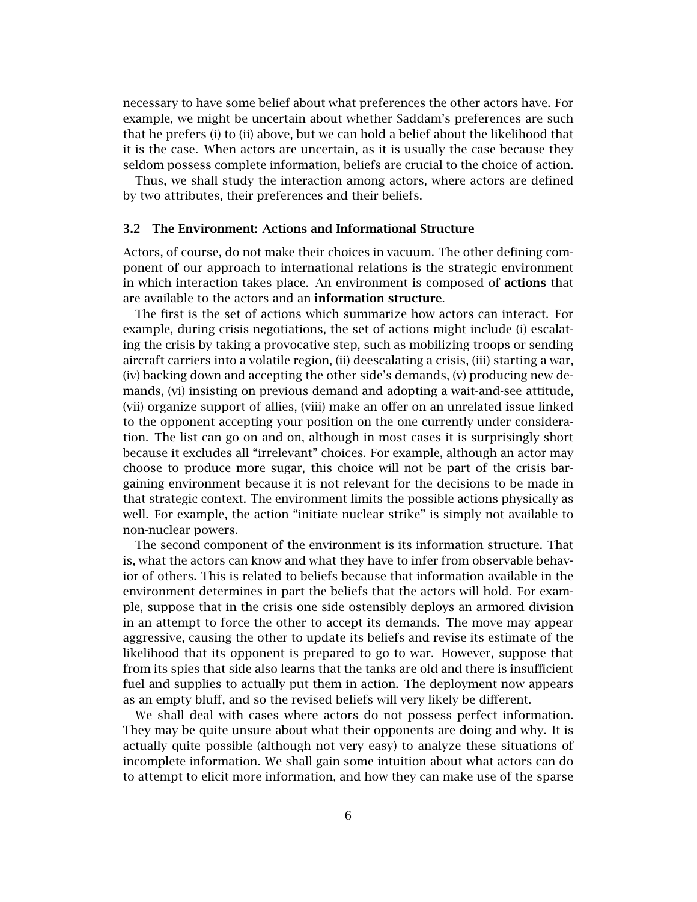necessary to have some belief about what preferences the other actors have. For example, we might be uncertain about whether Saddam's preferences are such that he prefers (i) to (ii) above, but we can hold a belief about the likelihood that it is the case. When actors are uncertain, as it is usually the case because they seldom possess complete information, beliefs are crucial to the choice of action.

Thus, we shall study the interaction among actors, where actors are defined by two attributes, their preferences and their beliefs.

### 3.2 The Environment: Actions and Informational Structure

Actors, of course, do not make their choices in vacuum. The other defining component of our approach to international relations is the strategic environment in which interaction takes place. An environment is composed of **actions** that are available to the actors and an **information structure**.

The first is the set of actions which summarize how actors can interact. For example, during crisis negotiations, the set of actions might include (i) escalating the crisis by taking a provocative step, such as mobilizing troops or sending aircraft carriers into a volatile region, (ii) deescalating a crisis, (iii) starting a war, (iv) backing down and accepting the other side's demands, (v) producing new demands, (vi) insisting on previous demand and adopting a wait-and-see attitude, (vii) organize support of allies, (viii) make an offer on an unrelated issue linked to the opponent accepting your position on the one currently under consideration. The list can go on and on, although in most cases it is surprisingly short because it excludes all "irrelevant" choices. For example, although an actor may choose to produce more sugar, this choice will not be part of the crisis bargaining environment because it is not relevant for the decisions to be made in that strategic context. The environment limits the possible actions physically as well. For example, the action "initiate nuclear strike" is simply not available to non-nuclear powers.

The second component of the environment is its information structure. That is, what the actors can know and what they have to infer from observable behavior of others. This is related to beliefs because that information available in the environment determines in part the beliefs that the actors will hold. For example, suppose that in the crisis one side ostensibly deploys an armored division in an attempt to force the other to accept its demands. The move may appear aggressive, causing the other to update its beliefs and revise its estimate of the likelihood that its opponent is prepared to go to war. However, suppose that from its spies that side also learns that the tanks are old and there is insufficient fuel and supplies to actually put them in action. The deployment now appears as an empty bluff, and so the revised beliefs will very likely be different.

We shall deal with cases where actors do not possess perfect information. They may be quite unsure about what their opponents are doing and why. It is actually quite possible (although not very easy) to analyze these situations of incomplete information. We shall gain some intuition about what actors can do to attempt to elicit more information, and how they can make use of the sparse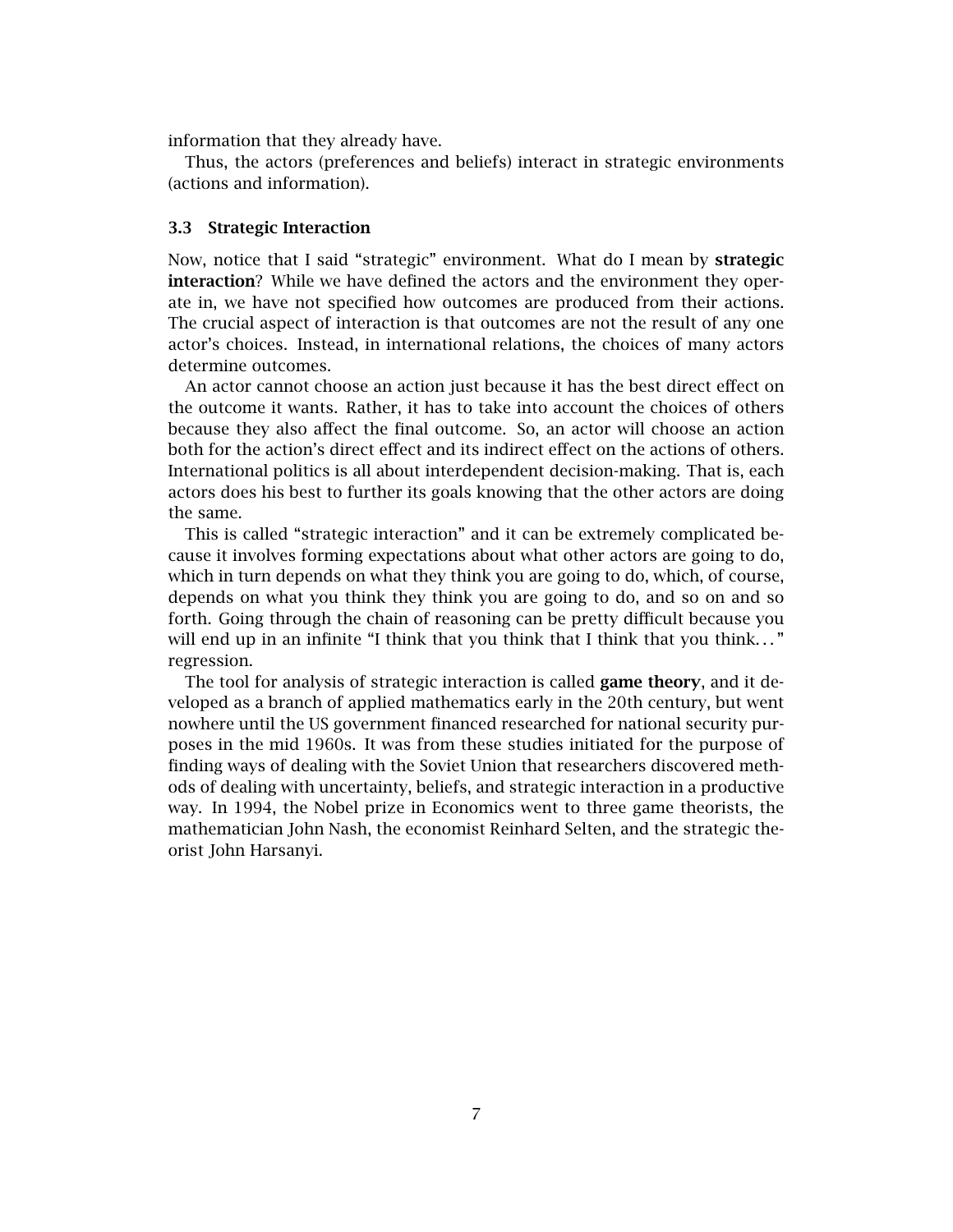information that they already have.

Thus, the actors (preferences and beliefs) interact in strategic environments (actions and information).

### 3.3 Strategic Interaction

Now, notice that I said "strategic" environment. What do I mean by **strategic interaction**? While we have defined the actors and the environment they operate in, we have not specified how outcomes are produced from their actions. The crucial aspect of interaction is that outcomes are not the result of any one actor's choices. Instead, in international relations, the choices of many actors determine outcomes.

An actor cannot choose an action just because it has the best direct effect on the outcome it wants. Rather, it has to take into account the choices of others because they also affect the final outcome. So, an actor will choose an action both for the action's direct effect and its indirect effect on the actions of others. International politics is all about interdependent decision-making. That is, each actors does his best to further its goals knowing that the other actors are doing the same.

This is called "strategic interaction" and it can be extremely complicated because it involves forming expectations about what other actors are going to do, which in turn depends on what they think you are going to do, which, of course, depends on what you think they think you are going to do, and so on and so forth. Going through the chain of reasoning can be pretty difficult because you will end up in an infinite "I think that you think that I think that you think..." regression.

The tool for analysis of strategic interaction is called **game theory**, and it developed as a branch of applied mathematics early in the 20th century, but went nowhere until the US government financed researched for national security purposes in the mid 1960s. It was from these studies initiated for the purpose of finding ways of dealing with the Soviet Union that researchers discovered methods of dealing with uncertainty, beliefs, and strategic interaction in a productive way. In 1994, the Nobel prize in Economics went to three game theorists, the mathematician John Nash, the economist Reinhard Selten, and the strategic theorist John Harsanyi.